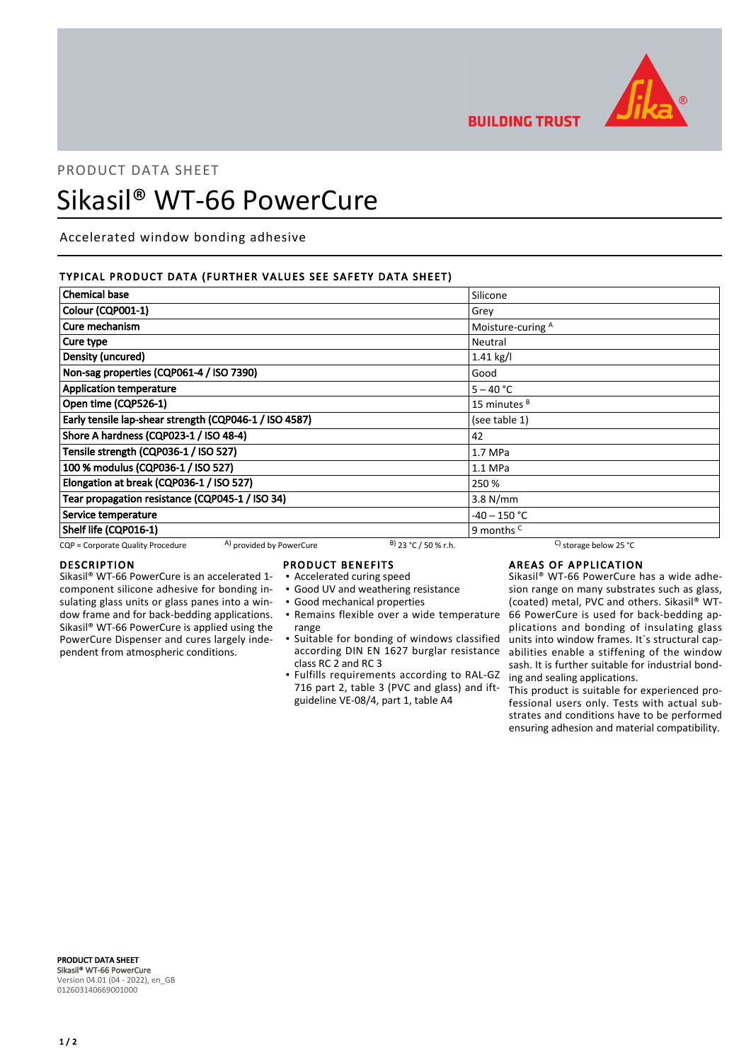BUILDING TRUST

PRODUCT DATA SHEET

# Sikasil® WT-66 PowerCure

Accelerated window bonding adhesive

## TYPICAL PRODUCT DATA (FURTHER VALUES SEE SAFETY DATA SHEET)

| Property | Value |
|---|---|
| Chemical base | Silicone |
| Colour (CQP001-1) | Grey |
| Cure mechanism | Moisture-curing [A] |
| Cure type | Neutral |
| Density (uncured) | 1.41 kg/l |
| Non-sag properties (CQP061-4 / ISO 7390) | Good |
| Application temperature | 5 – 40 °C |
| Open time (CQP526-1) | 15 minutes [B] |
| Early tensile lap-shear strength (CQP046-1 / ISO 4587) | (see table 1) |
| Shore A hardness (CQP023-1 / ISO 48-4) | 42 |
| Tensile strength (CQP036-1 / ISO 527) | 1.7 MPa |
| 100 % modulus (CQP036-1 / ISO 527) | 1.1 MPa |
| Elongation at break (CQP036-1 / ISO 527) | 250 % |
| Tear propagation resistance (CQP045-1 / ISO 34) | 3.8 N/mm |
| Service temperature | -40 – 150 °C |
| Shelf life (CQP016-1) | 9 months [C] |

CQP = Corporate Quality Procedure  [A] provided by PowerCure  [B] 23 °C / 50 % r.h.  [C] storage below 25 °C

## DESCRIPTION

Sikasil® WT-66 PowerCure is an accelerated 1-component silicone adhesive for bonding insulating glass units or glass panes into a window frame and for back-bedding applications. Sikasil® WT-66 PowerCure is applied using the PowerCure Dispenser and cures largely independent from atmospheric conditions.

## PRODUCT BENEFITS

- Accelerated curing speed
- Good UV and weathering resistance
- Good mechanical properties
- Remains flexible over a wide temperature range
- Suitable for bonding of windows classified according DIN EN 1627 burglar resistance class RC 2 and RC 3
- Fulfills requirements according to RAL-GZ 716 part 2, table 3 (PVC and glass) and ift-guideline VE-08/4, part 1, table A4

## AREAS OF APPLICATION

Sikasil® WT-66 PowerCure has a wide adhesion range on many substrates such as glass, (coated) metal, PVC and others. Sikasil® WT-66 PowerCure is used for back-bedding applications and bonding of insulating glass units into window frames. It`s structural capabilities enable a stiffening of the window sash. It is further suitable for industrial bonding and sealing applications.

This product is suitable for experienced professional users only. Tests with actual substrates and conditions have to be performed ensuring adhesion and material compatibility.

**PRODUCT DATA SHEET**
**Sikasil® WT-66 PowerCure**
Version 04.01 (04 - 2022), en_GB
012603140669001000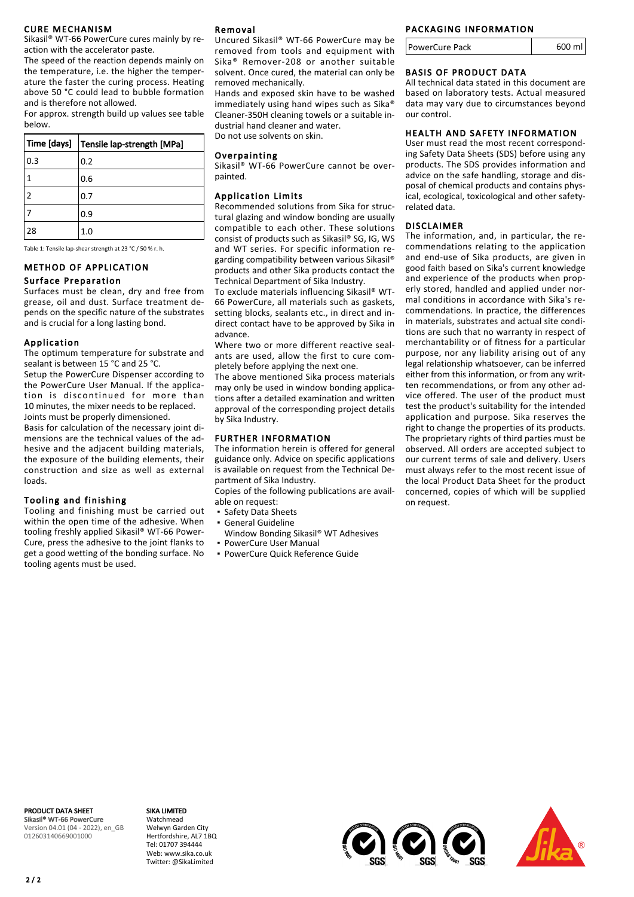## CURE MECHANISM

Sikasil® WT-66 PowerCure cures mainly by reaction with the accelerator paste.

The speed of the reaction depends mainly on the temperature, i.e. the higher the temperature the faster the curing process. Heating above 50 °C could lead to bubble formation and is therefore not allowed.

For approx. strength build up values see table below.

| Time [days] | Tensile lap-strength [MPa] |
|---|---|
| 0.3 | 0.2 |
| 1 | 0.6 |
| 2 | 0.7 |
| 7 | 0.9 |
| 28 | 1.0 |

Table 1: Tensile lap-shear strength at 23 °C / 50 % r. h.

## METHOD OF APPLICATION

### Surface Preparation

Surfaces must be clean, dry and free from grease, oil and dust. Surface treatment depends on the specific nature of the substrates and is crucial for a long lasting bond.

### Application

The optimum temperature for substrate and sealant is between 15 °C and 25 °C.

Setup the PowerCure Dispenser according to the PowerCure User Manual. If the application is discontinued for more than 10 minutes, the mixer needs to be replaced.

Joints must be properly dimensioned.

Basis for calculation of the necessary joint dimensions are the technical values of the adhesive and the adjacent building materials, the exposure of the building elements, their construction and size as well as external loads.

### Tooling and finishing

Tooling and finishing must be carried out within the open time of the adhesive. When tooling freshly applied Sikasil® WT-66 PowerCure, press the adhesive to the joint flanks to get a good wetting of the bonding surface. No tooling agents must be used.

### Removal

Uncured Sikasil® WT-66 PowerCure may be removed from tools and equipment with Sika® Remover-208 or another suitable solvent. Once cured, the material can only be removed mechanically.

Hands and exposed skin have to be washed immediately using hand wipes such as Sika® Cleaner-350H cleaning towels or a suitable industrial hand cleaner and water.

Do not use solvents on skin.

### Overpainting

Sikasil® WT-66 PowerCure cannot be overpainted.

### Application Limits

Recommended solutions from Sika for structural glazing and window bonding are usually compatible to each other. These solutions consist of products such as Sikasil® SG, IG, WS and WT series. For specific information regarding compatibility between various Sikasil® products and other Sika products contact the Technical Department of Sika Industry.

To exclude materials influencing Sikasil® WT-66 PowerCure, all materials such as gaskets, setting blocks, sealants etc., in direct and indirect contact have to be approved by Sika in advance.

Where two or more different reactive sealants are used, allow the first to cure completely before applying the next one.

The above mentioned Sika process materials may only be used in window bonding applications after a detailed examination and written approval of the corresponding project details by Sika Industry.

## FURTHER INFORMATION

The information herein is offered for general guidance only. Advice on specific applications is available on request from the Technical Department of Sika Industry.

Copies of the following publications are available on request:

- Safety Data Sheets
- General Guideline Window Bonding Sikasil® WT Adhesives
- PowerCure User Manual
- PowerCure Quick Reference Guide

## PACKAGING INFORMATION

| | |
|---|---|
| PowerCure Pack | 600 ml |

## BASIS OF PRODUCT DATA

All technical data stated in this document are based on laboratory tests. Actual measured data may vary due to circumstances beyond our control.

## HEALTH AND SAFETY INFORMATION

User must read the most recent corresponding Safety Data Sheets (SDS) before using any products. The SDS provides information and advice on the safe handling, storage and disposal of chemical products and contains physical, ecological, toxicological and other safety-related data.

## DISCLAIMER

The information, and, in particular, the recommendations relating to the application and end-use of Sika products, are given in good faith based on Sika's current knowledge and experience of the products when properly stored, handled and applied under normal conditions in accordance with Sika's recommendations. In practice, the differences in materials, substrates and actual site conditions are such that no warranty in respect of merchantability or of fitness for a particular purpose, nor any liability arising out of any legal relationship whatsoever, can be inferred either from this information, or from any written recommendations, or from any other advice offered. The user of the product must test the product's suitability for the intended application and purpose. Sika reserves the right to change the properties of its products. The proprietary rights of third parties must be observed. All orders are accepted subject to our current terms of sale and delivery. Users must always refer to the most recent issue of the local Product Data Sheet for the product concerned, copies of which will be supplied on request.

**PRODUCT DATA SHEET**
**Sikasil® WT-66 PowerCure**
Version 04.01 (04 - 2022), en_GB
012603140669001000

**SIKA LIMITED**
Watchmead
Welwyn Garden City
Hertfordshire, AL7 1BQ
Tel: 01707 394444
Web: www.sika.co.uk
Twitter: @SikaLimited